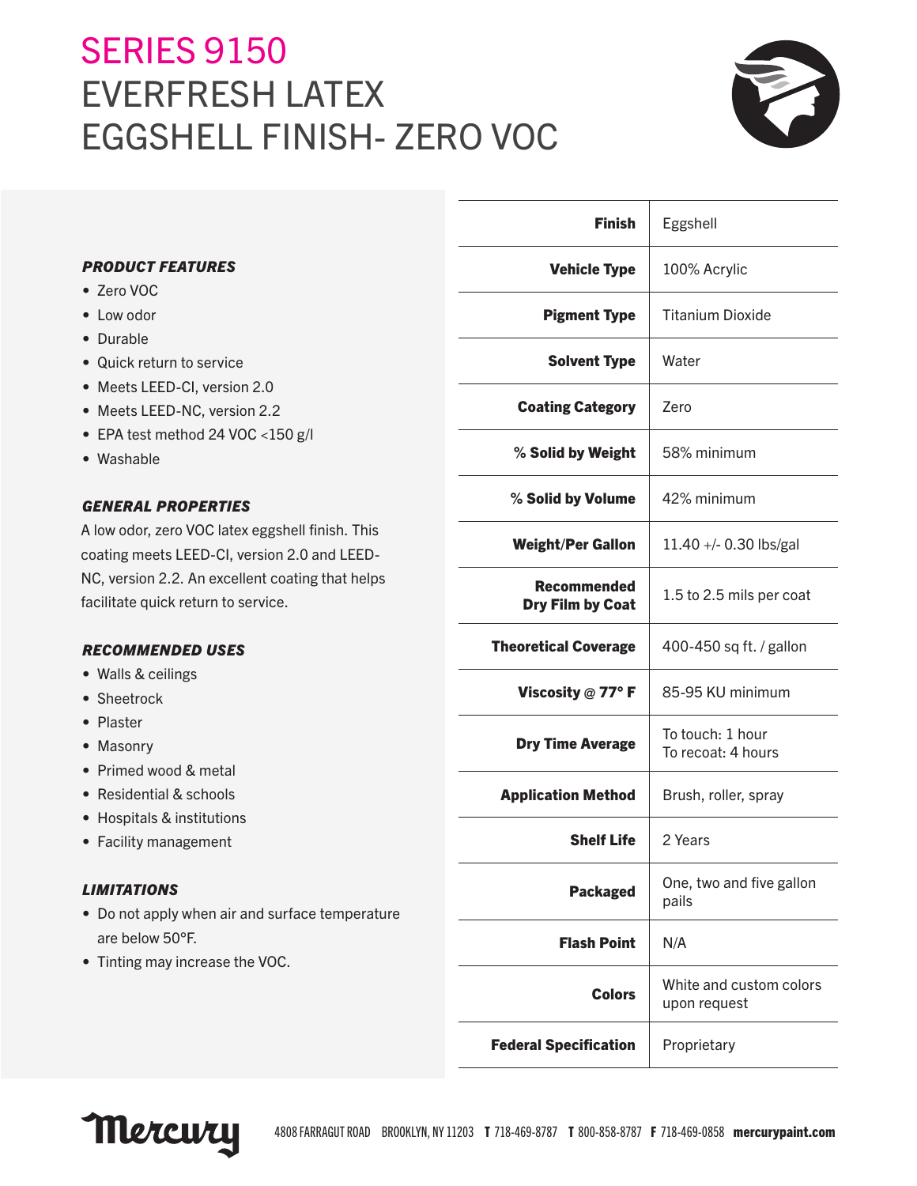# SERIES 9150
# EVERFRESH LATEX EGGSHELL FINISH- ZERO VOC

***PRODUCT FEATURES***

- Zero VOC
- Low odor
- Durable
- Quick return to service
- Meets LEED-CI, version 2.0
- Meets LEED-NC, version 2.2
- EPA test method 24 VOC <150 g/l
- Washable

***GENERAL PROPERTIES***

A low odor, zero VOC latex eggshell finish. This coating meets LEED-CI, version 2.0 and LEED-NC, version 2.2. An excellent coating that helps facilitate quick return to service.

***RECOMMENDED USES***

- Walls & ceilings
- Sheetrock
- Plaster
- Masonry
- Primed wood & metal
- Residential & schools
- Hospitals & institutions
- Facility management

***LIMITATIONS***

- Do not apply when air and surface temperature are below 50°F.
- Tinting may increase the VOC.

| | |
|---|---|
| **Finish** | Eggshell |
| **Vehicle Type** | 100% Acrylic |
| **Pigment Type** | Titanium Dioxide |
| **Solvent Type** | Water |
| **Coating Category** | Zero |
| **% Solid by Weight** | 58% minimum |
| **% Solid by Volume** | 42% minimum |
| **Weight/Per Gallon** | 11.40 +/- 0.30 lbs/gal |
| **Recommended Dry Film by Coat** | 1.5 to 2.5 mils per coat |
| **Theoretical Coverage** | 400-450 sq ft. / gallon |
| **Viscosity @ 77° F** | 85-95 KU minimum |
| **Dry Time Average** | To touch: 1 hour<br>To recoat: 4 hours |
| **Application Method** | Brush, roller, spray |
| **Shelf Life** | 2 Years |
| **Packaged** | One, two and five gallon pails |
| **Flash Point** | N/A |
| **Colors** | White and custom colors upon request |
| **Federal Specification** | Proprietary |

Mercury 4808 FARRAGUT ROAD BROOKLYN, NY 11203 **T** 718-469-8787 **T** 800-858-8787 **F** 718-469-0858 **mercurypaint.com**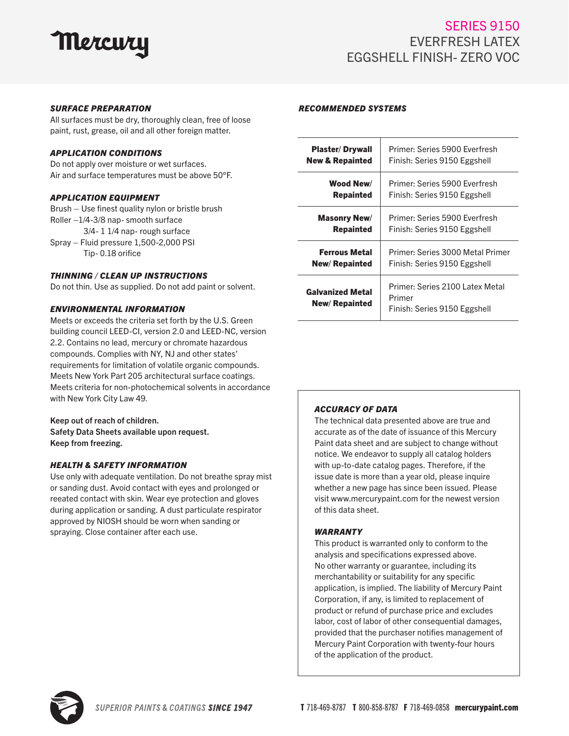# SERIES 9150
# EVERFRESH LATEX
# EGGSHELL FINISH- ZERO VOC

### *SURFACE PREPARATION*

All surfaces must be dry, thoroughly clean, free of loose paint, rust, grease, oil and all other foreign matter.

### *APPLICATION CONDITIONS*

Do not apply over moisture or wet surfaces.
Air and surface temperatures must be above 50°F.

### *APPLICATION EQUIPMENT*

Brush – Use finest quality nylon or bristle brush
Roller –1/4-3/8 nap- smooth surface
3/4- 1 1/4 nap- rough surface
Spray – Fluid pressure 1,500-2,000 PSI
Tip- 0.18 orifice

### *THINNING / CLEAN UP INSTRUCTIONS*

Do not thin. Use as supplied. Do not add paint or solvent.

### *ENVIRONMENTAL INFORMATION*

Meets or exceeds the criteria set forth by the U.S. Green building council LEED-CI, version 2.0 and LEED-NC, version 2.2. Contains no lead, mercury or chromate hazardous compounds. Complies with NY, NJ and other states' requirements for limitation of volatile organic compounds. Meets New York Part 205 architectural surface coatings. Meets criteria for non-photochemical solvents in accordance with New York City Law 49.

**Keep out of reach of children.**
**Safety Data Sheets available upon request.**
**Keep from freezing.**

### *HEALTH & SAFETY INFORMATION*

Use only with adequate ventilation. Do not breathe spray mist or sanding dust. Avoid contact with eyes and prolonged or reeated contact with skin. Wear eye protection and gloves during application or sanding. A dust particulate respirator approved by NIOSH should be worn when sanding or spraying. Close container after each use.

### *RECOMMENDED SYSTEMS*

| | |
|---|---|
| **Plaster/ Drywall New & Repainted** | Primer: Series 5900 Everfresh<br>Finish: Series 9150 Eggshell |
| **Wood New/ Repainted** | Primer: Series 5900 Everfresh<br>Finish: Series 9150 Eggshell |
| **Masonry New/ Repainted** | Primer: Series 5900 Everfresh<br>Finish: Series 9150 Eggshell |
| **Ferrous Metal New/ Repainted** | Primer: Series 3000 Metal Primer<br>Finish: Series 9150 Eggshell |
| **Galvanized Metal New/ Repainted** | Primer: Series 2100 Latex Metal Primer<br>Finish: Series 9150 Eggshell |

### *ACCURACY OF DATA*

The technical data presented above are true and accurate as of the date of issuance of this Mercury Paint data sheet and are subject to change without notice. We endeavor to supply all catalog holders with up-to-date catalog pages. Therefore, if the issue date is more than a year old, please inquire whether a new page has since been issued. Please visit www.mercurypaint.com for the newest version of this data sheet.

### *WARRANTY*

This product is warranted only to conform to the analysis and specifications expressed above. No other warranty or guarantee, including its merchantability or suitability for any specific application, is implied. The liability of Mercury Paint Corporation, if any, is limited to replacement of product or refund of purchase price and excludes labor, cost of labor of other consequential damages, provided that the purchaser notifies management of Mercury Paint Corporation with twenty-four hours of the application of the product.